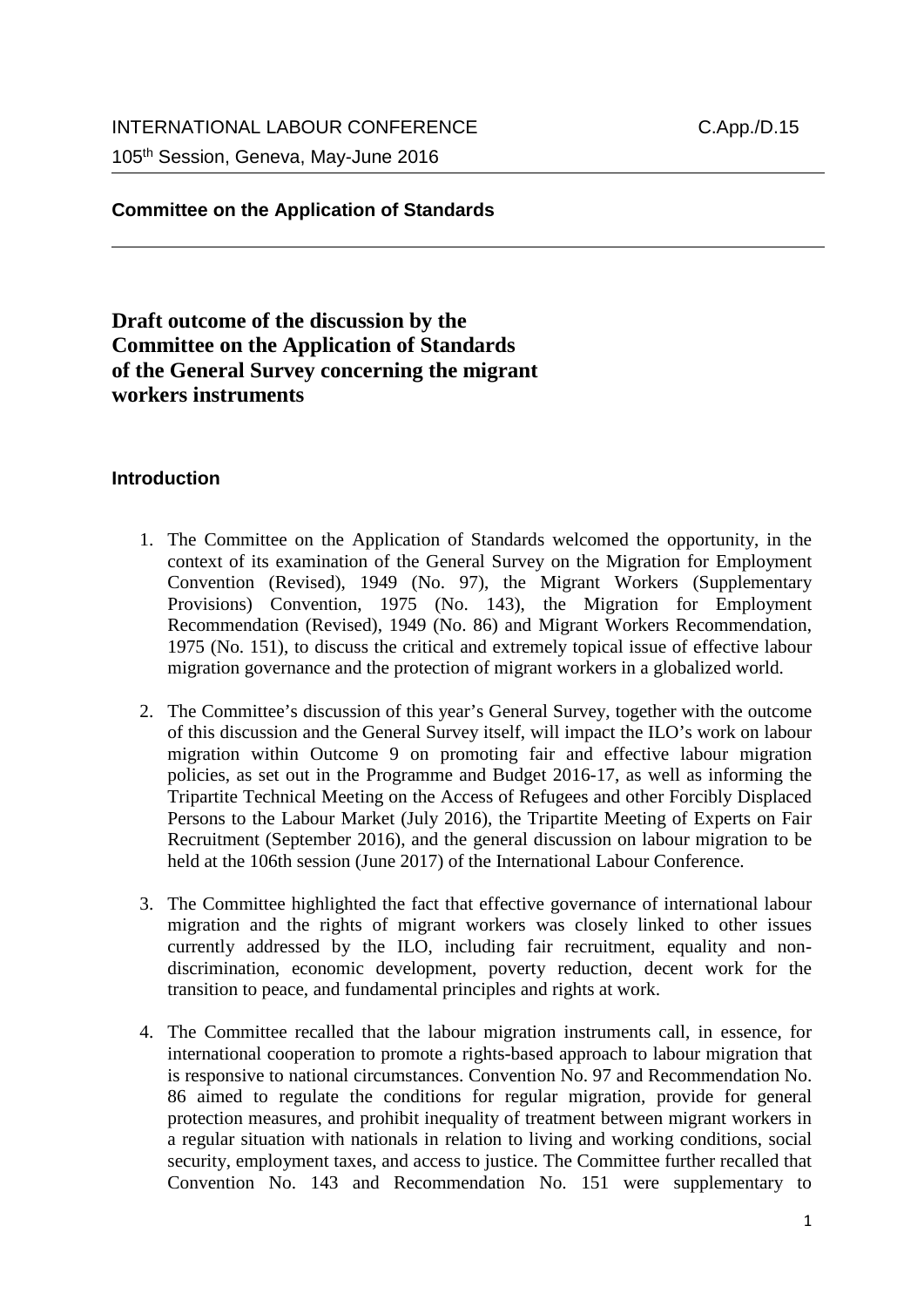INTERNATIONAL LABOUR CONFERENCE C.App./D.15

105th Session, Geneva, May-June 2016

**Committee on the Application of Standards**

# Draft outcome of the discussion by the Committee on the Application of Standards of the General Survey concerning the migrant workers instruments

## Introduction

1. The Committee on the Application of Standards welcomed the opportunity, in the context of its examination of the General Survey on the Migration for Employment Convention (Revised), 1949 (No. 97), the Migrant Workers (Supplementary Provisions) Convention, 1975 (No. 143), the Migration for Employment Recommendation (Revised), 1949 (No. 86) and Migrant Workers Recommendation, 1975 (No. 151), to discuss the critical and extremely topical issue of effective labour migration governance and the protection of migrant workers in a globalized world.

2. The Committee's discussion of this year's General Survey, together with the outcome of this discussion and the General Survey itself, will impact the ILO's work on labour migration within Outcome 9 on promoting fair and effective labour migration policies, as set out in the Programme and Budget 2016-17, as well as informing the Tripartite Technical Meeting on the Access of Refugees and other Forcibly Displaced Persons to the Labour Market (July 2016), the Tripartite Meeting of Experts on Fair Recruitment (September 2016), and the general discussion on labour migration to be held at the 106th session (June 2017) of the International Labour Conference.

3. The Committee highlighted the fact that effective governance of international labour migration and the rights of migrant workers was closely linked to other issues currently addressed by the ILO, including fair recruitment, equality and non-discrimination, economic development, poverty reduction, decent work for the transition to peace, and fundamental principles and rights at work.

4. The Committee recalled that the labour migration instruments call, in essence, for international cooperation to promote a rights-based approach to labour migration that is responsive to national circumstances. Convention No. 97 and Recommendation No. 86 aimed to regulate the conditions for regular migration, provide for general protection measures, and prohibit inequality of treatment between migrant workers in a regular situation with nationals in relation to living and working conditions, social security, employment taxes, and access to justice. The Committee further recalled that Convention No. 143 and Recommendation No. 151 were supplementary to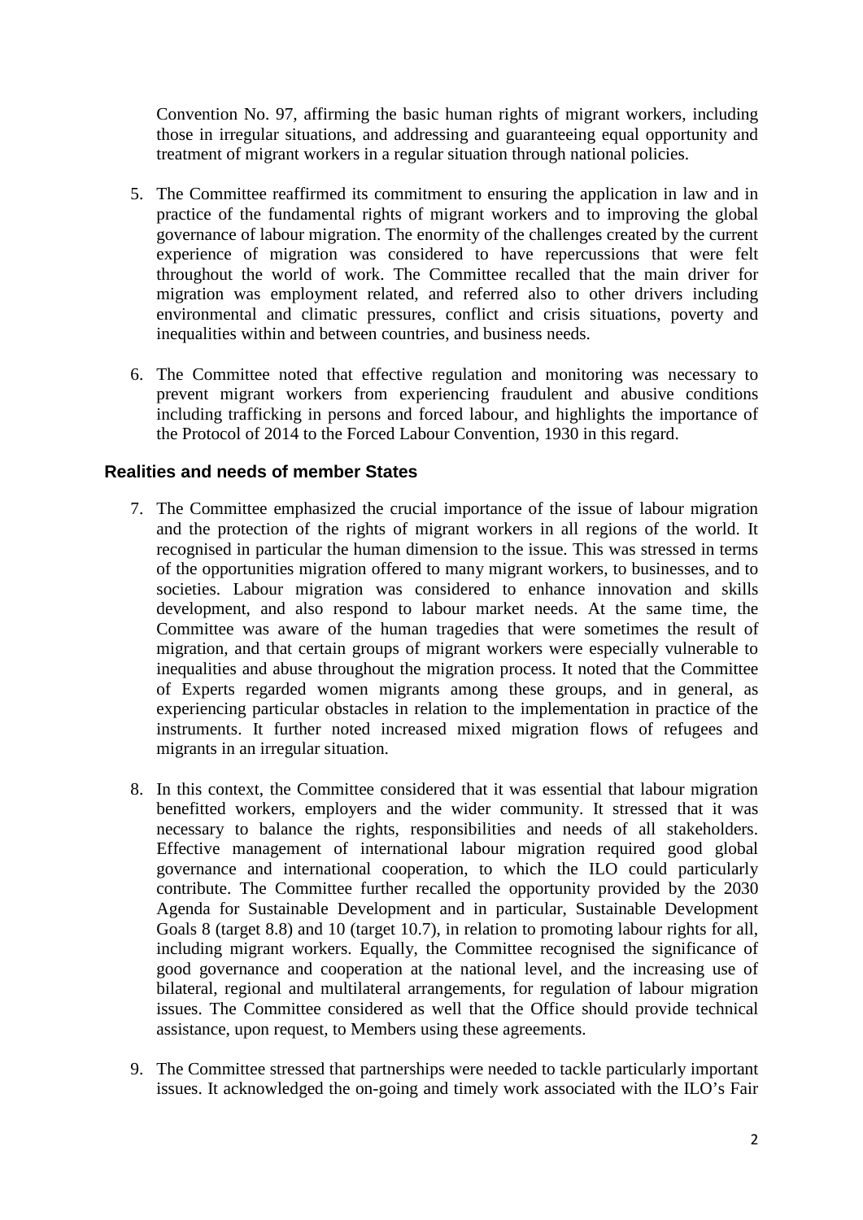Convention No. 97, affirming the basic human rights of migrant workers, including those in irregular situations, and addressing and guaranteeing equal opportunity and treatment of migrant workers in a regular situation through national policies.

5. The Committee reaffirmed its commitment to ensuring the application in law and in practice of the fundamental rights of migrant workers and to improving the global governance of labour migration. The enormity of the challenges created by the current experience of migration was considered to have repercussions that were felt throughout the world of work. The Committee recalled that the main driver for migration was employment related, and referred also to other drivers including environmental and climatic pressures, conflict and crisis situations, poverty and inequalities within and between countries, and business needs.

6. The Committee noted that effective regulation and monitoring was necessary to prevent migrant workers from experiencing fraudulent and abusive conditions including trafficking in persons and forced labour, and highlights the importance of the Protocol of 2014 to the Forced Labour Convention, 1930 in this regard.

### Realities and needs of member States

7. The Committee emphasized the crucial importance of the issue of labour migration and the protection of the rights of migrant workers in all regions of the world. It recognised in particular the human dimension to the issue. This was stressed in terms of the opportunities migration offered to many migrant workers, to businesses, and to societies. Labour migration was considered to enhance innovation and skills development, and also respond to labour market needs. At the same time, the Committee was aware of the human tragedies that were sometimes the result of migration, and that certain groups of migrant workers were especially vulnerable to inequalities and abuse throughout the migration process. It noted that the Committee of Experts regarded women migrants among these groups, and in general, as experiencing particular obstacles in relation to the implementation in practice of the instruments. It further noted increased mixed migration flows of refugees and migrants in an irregular situation.

8. In this context, the Committee considered that it was essential that labour migration benefitted workers, employers and the wider community. It stressed that it was necessary to balance the rights, responsibilities and needs of all stakeholders. Effective management of international labour migration required good global governance and international cooperation, to which the ILO could particularly contribute. The Committee further recalled the opportunity provided by the 2030 Agenda for Sustainable Development and in particular, Sustainable Development Goals 8 (target 8.8) and 10 (target 10.7), in relation to promoting labour rights for all, including migrant workers. Equally, the Committee recognised the significance of good governance and cooperation at the national level, and the increasing use of bilateral, regional and multilateral arrangements, for regulation of labour migration issues. The Committee considered as well that the Office should provide technical assistance, upon request, to Members using these agreements.

9. The Committee stressed that partnerships were needed to tackle particularly important issues. It acknowledged the on-going and timely work associated with the ILO's Fair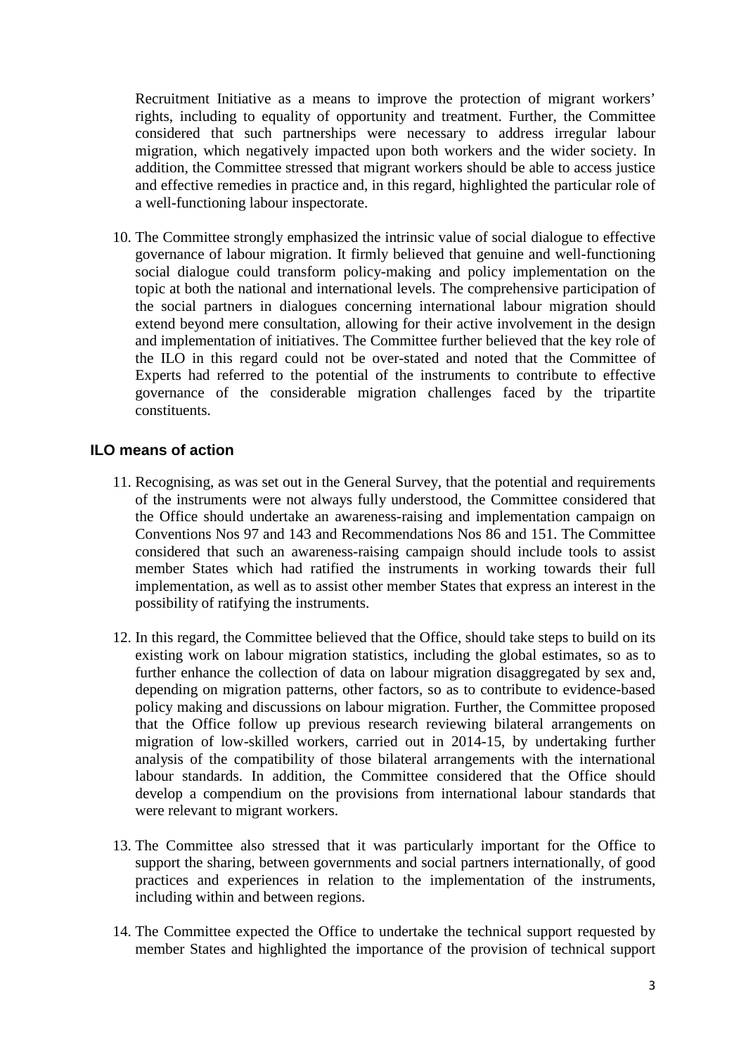Recruitment Initiative as a means to improve the protection of migrant workers' rights, including to equality of opportunity and treatment. Further, the Committee considered that such partnerships were necessary to address irregular labour migration, which negatively impacted upon both workers and the wider society. In addition, the Committee stressed that migrant workers should be able to access justice and effective remedies in practice and, in this regard, highlighted the particular role of a well-functioning labour inspectorate.

10. The Committee strongly emphasized the intrinsic value of social dialogue to effective governance of labour migration. It firmly believed that genuine and well-functioning social dialogue could transform policy-making and policy implementation on the topic at both the national and international levels. The comprehensive participation of the social partners in dialogues concerning international labour migration should extend beyond mere consultation, allowing for their active involvement in the design and implementation of initiatives. The Committee further believed that the key role of the ILO in this regard could not be over-stated and noted that the Committee of Experts had referred to the potential of the instruments to contribute to effective governance of the considerable migration challenges faced by the tripartite constituents.

## ILO means of action

11. Recognising, as was set out in the General Survey, that the potential and requirements of the instruments were not always fully understood, the Committee considered that the Office should undertake an awareness-raising and implementation campaign on Conventions Nos 97 and 143 and Recommendations Nos 86 and 151. The Committee considered that such an awareness-raising campaign should include tools to assist member States which had ratified the instruments in working towards their full implementation, as well as to assist other member States that express an interest in the possibility of ratifying the instruments.

12. In this regard, the Committee believed that the Office, should take steps to build on its existing work on labour migration statistics, including the global estimates, so as to further enhance the collection of data on labour migration disaggregated by sex and, depending on migration patterns, other factors, so as to contribute to evidence-based policy making and discussions on labour migration. Further, the Committee proposed that the Office follow up previous research reviewing bilateral arrangements on migration of low-skilled workers, carried out in 2014-15, by undertaking further analysis of the compatibility of those bilateral arrangements with the international labour standards. In addition, the Committee considered that the Office should develop a compendium on the provisions from international labour standards that were relevant to migrant workers.

13. The Committee also stressed that it was particularly important for the Office to support the sharing, between governments and social partners internationally, of good practices and experiences in relation to the implementation of the instruments, including within and between regions.

14. The Committee expected the Office to undertake the technical support requested by member States and highlighted the importance of the provision of technical support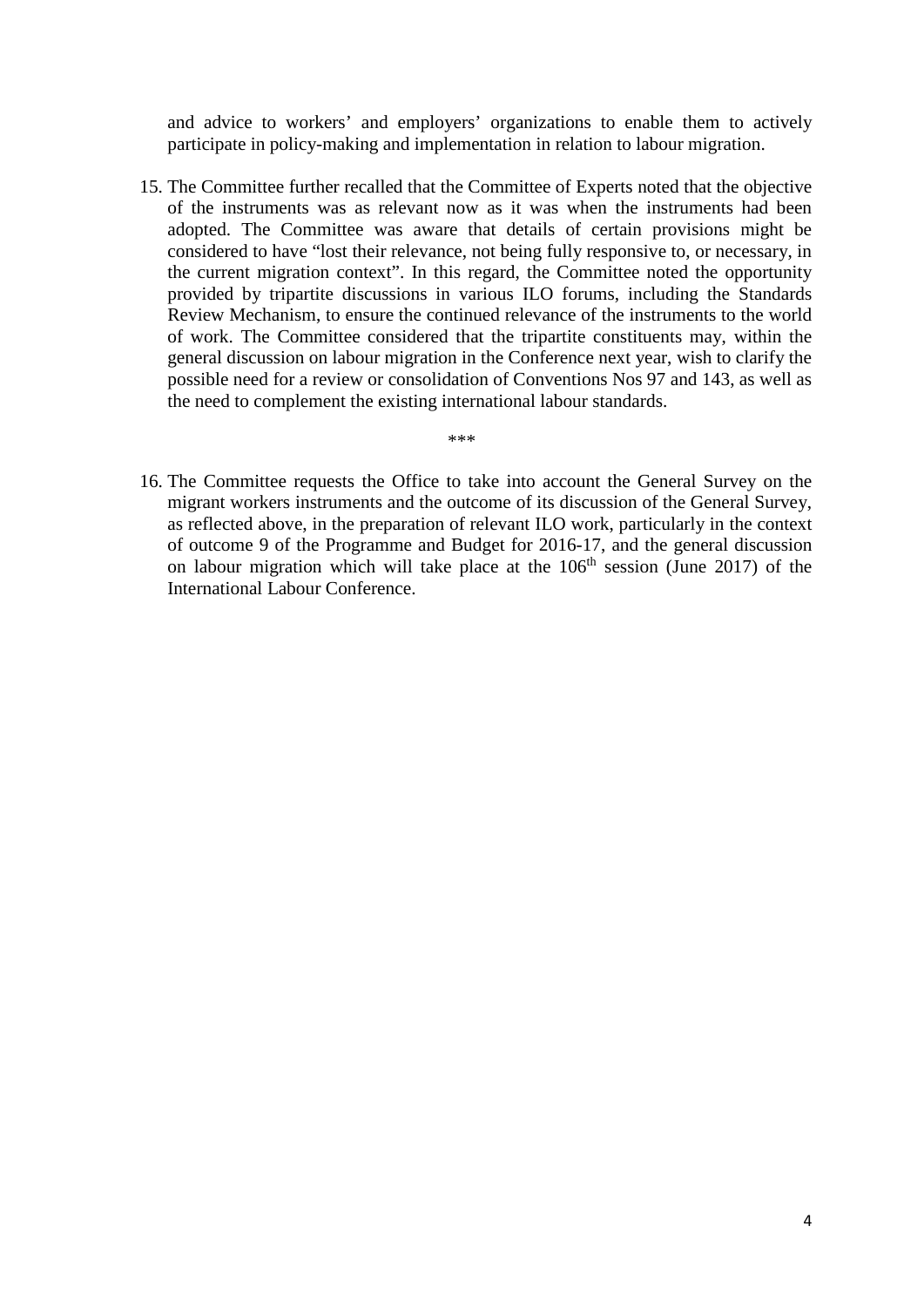and advice to workers' and employers' organizations to enable them to actively participate in policy-making and implementation in relation to labour migration.

15. The Committee further recalled that the Committee of Experts noted that the objective of the instruments was as relevant now as it was when the instruments had been adopted. The Committee was aware that details of certain provisions might be considered to have "lost their relevance, not being fully responsive to, or necessary, in the current migration context". In this regard, the Committee noted the opportunity provided by tripartite discussions in various ILO forums, including the Standards Review Mechanism, to ensure the continued relevance of the instruments to the world of work. The Committee considered that the tripartite constituents may, within the general discussion on labour migration in the Conference next year, wish to clarify the possible need for a review or consolidation of Conventions Nos 97 and 143, as well as the need to complement the existing international labour standards.

\*\*\*

16. The Committee requests the Office to take into account the General Survey on the migrant workers instruments and the outcome of its discussion of the General Survey, as reflected above, in the preparation of relevant ILO work, particularly in the context of outcome 9 of the Programme and Budget for 2016-17, and the general discussion on labour migration which will take place at the 106th session (June 2017) of the International Labour Conference.